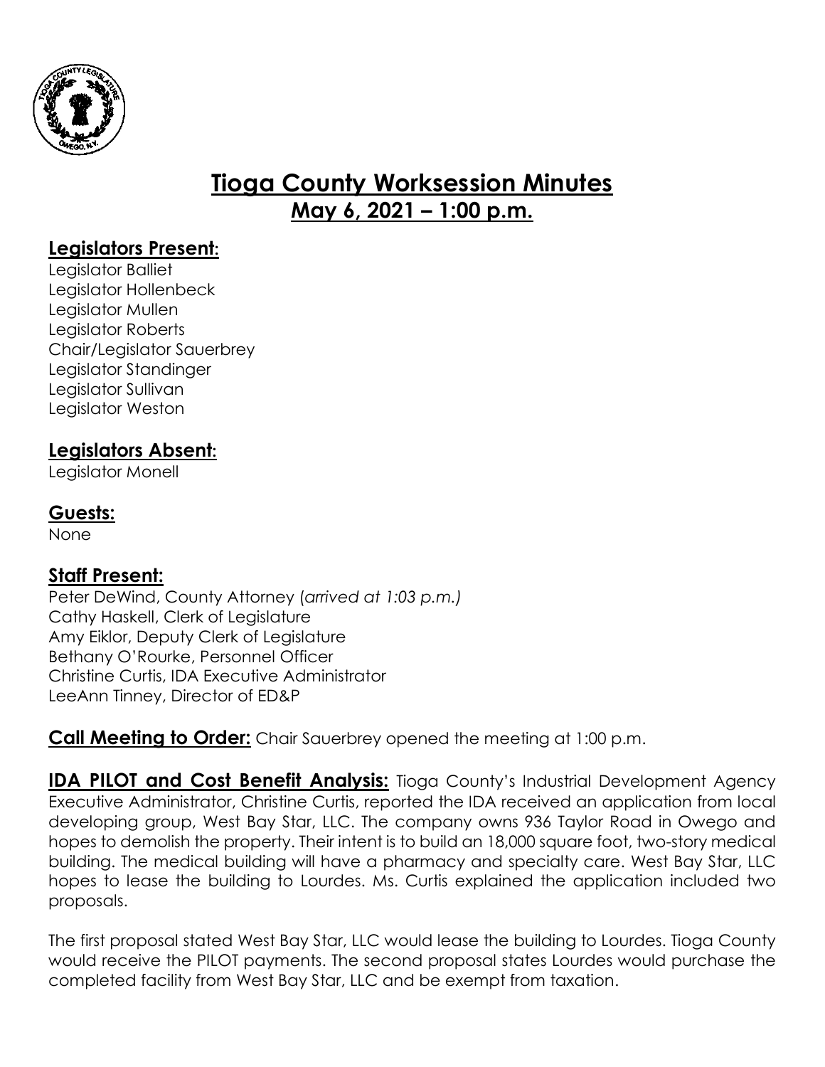# Tioga County Worksession Minutes

## May 6, 2021 – 1:00 p.m.

### Legislators Present:

Legislator Balliet
Legislator Hollenbeck
Legislator Mullen
Legislator Roberts
Chair/Legislator Sauerbrey
Legislator Standinger
Legislator Sullivan
Legislator Weston

### Legislators Absent:

Legislator Monell

### Guests:

None

### Staff Present:

Peter DeWind, County Attorney *(arrived at 1:03 p.m.)*
Cathy Haskell, Clerk of Legislature
Amy Eiklor, Deputy Clerk of Legislature
Bethany O'Rourke, Personnel Officer
Christine Curtis, IDA Executive Administrator
LeeAnn Tinney, Director of ED&P

**Call Meeting to Order:** Chair Sauerbrey opened the meeting at 1:00 p.m.

**IDA PILOT and Cost Benefit Analysis:** Tioga County's Industrial Development Agency Executive Administrator, Christine Curtis, reported the IDA received an application from local developing group, West Bay Star, LLC. The company owns 936 Taylor Road in Owego and hopes to demolish the property. Their intent is to build an 18,000 square foot, two-story medical building. The medical building will have a pharmacy and specialty care. West Bay Star, LLC hopes to lease the building to Lourdes. Ms. Curtis explained the application included two proposals.

The first proposal stated West Bay Star, LLC would lease the building to Lourdes. Tioga County would receive the PILOT payments. The second proposal states Lourdes would purchase the completed facility from West Bay Star, LLC and be exempt from taxation.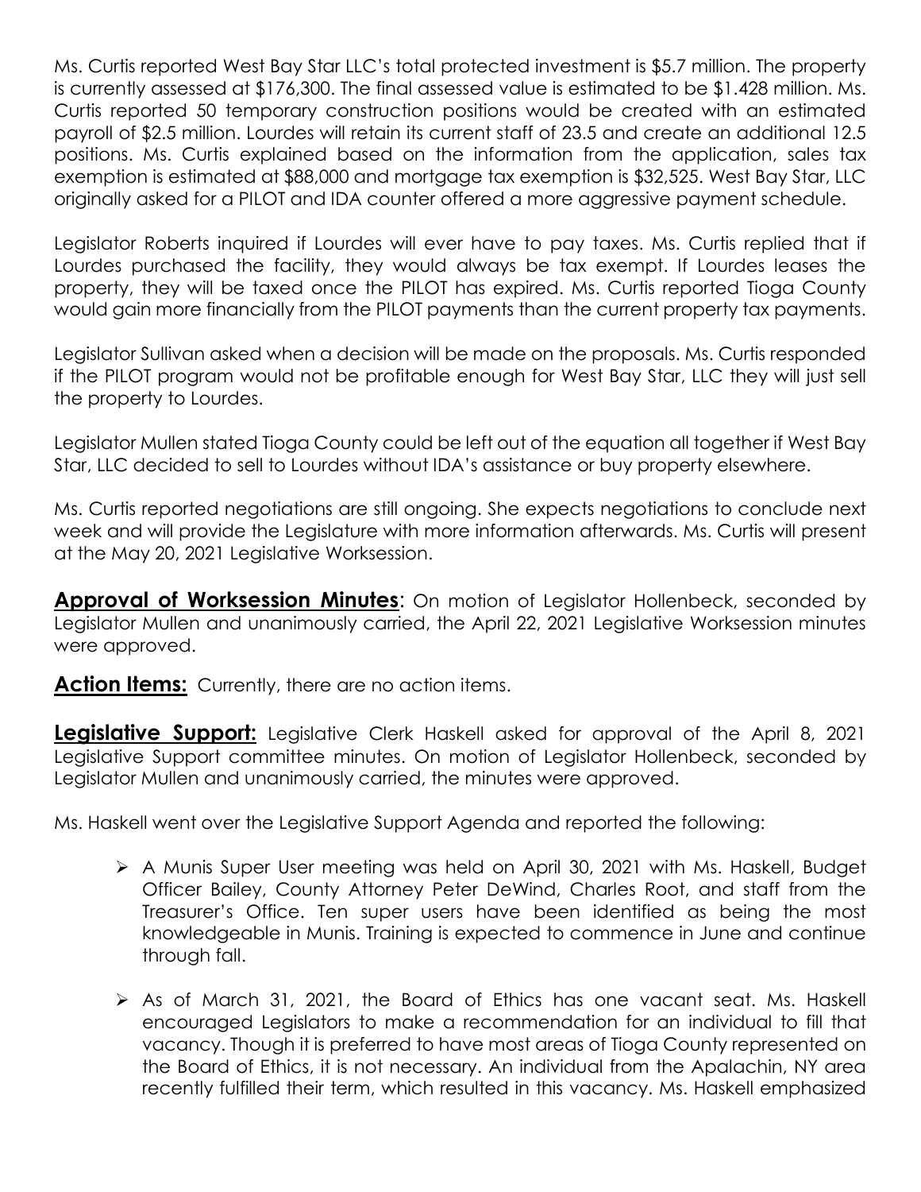Ms. Curtis reported West Bay Star LLC's total protected investment is $5.7 million. The property is currently assessed at $176,300. The final assessed value is estimated to be $1.428 million. Ms. Curtis reported 50 temporary construction positions would be created with an estimated payroll of $2.5 million. Lourdes will retain its current staff of 23.5 and create an additional 12.5 positions. Ms. Curtis explained based on the information from the application, sales tax exemption is estimated at $88,000 and mortgage tax exemption is $32,525. West Bay Star, LLC originally asked for a PILOT and IDA counter offered a more aggressive payment schedule.

Legislator Roberts inquired if Lourdes will ever have to pay taxes. Ms. Curtis replied that if Lourdes purchased the facility, they would always be tax exempt. If Lourdes leases the property, they will be taxed once the PILOT has expired. Ms. Curtis reported Tioga County would gain more financially from the PILOT payments than the current property tax payments.

Legislator Sullivan asked when a decision will be made on the proposals. Ms. Curtis responded if the PILOT program would not be profitable enough for West Bay Star, LLC they will just sell the property to Lourdes.

Legislator Mullen stated Tioga County could be left out of the equation all together if West Bay Star, LLC decided to sell to Lourdes without IDA's assistance or buy property elsewhere.

Ms. Curtis reported negotiations are still ongoing. She expects negotiations to conclude next week and will provide the Legislature with more information afterwards. Ms. Curtis will present at the May 20, 2021 Legislative Worksession.

**Approval of Worksession Minutes**: On motion of Legislator Hollenbeck, seconded by Legislator Mullen and unanimously carried, the April 22, 2021 Legislative Worksession minutes were approved.

**Action Items:** Currently, there are no action items.

**Legislative Support:** Legislative Clerk Haskell asked for approval of the April 8, 2021 Legislative Support committee minutes. On motion of Legislator Hollenbeck, seconded by Legislator Mullen and unanimously carried, the minutes were approved.

Ms. Haskell went over the Legislative Support Agenda and reported the following:

- A Munis Super User meeting was held on April 30, 2021 with Ms. Haskell, Budget Officer Bailey, County Attorney Peter DeWind, Charles Root, and staff from the Treasurer's Office. Ten super users have been identified as being the most knowledgeable in Munis. Training is expected to commence in June and continue through fall.

- As of March 31, 2021, the Board of Ethics has one vacant seat. Ms. Haskell encouraged Legislators to make a recommendation for an individual to fill that vacancy. Though it is preferred to have most areas of Tioga County represented on the Board of Ethics, it is not necessary. An individual from the Apalachin, NY area recently fulfilled their term, which resulted in this vacancy. Ms. Haskell emphasized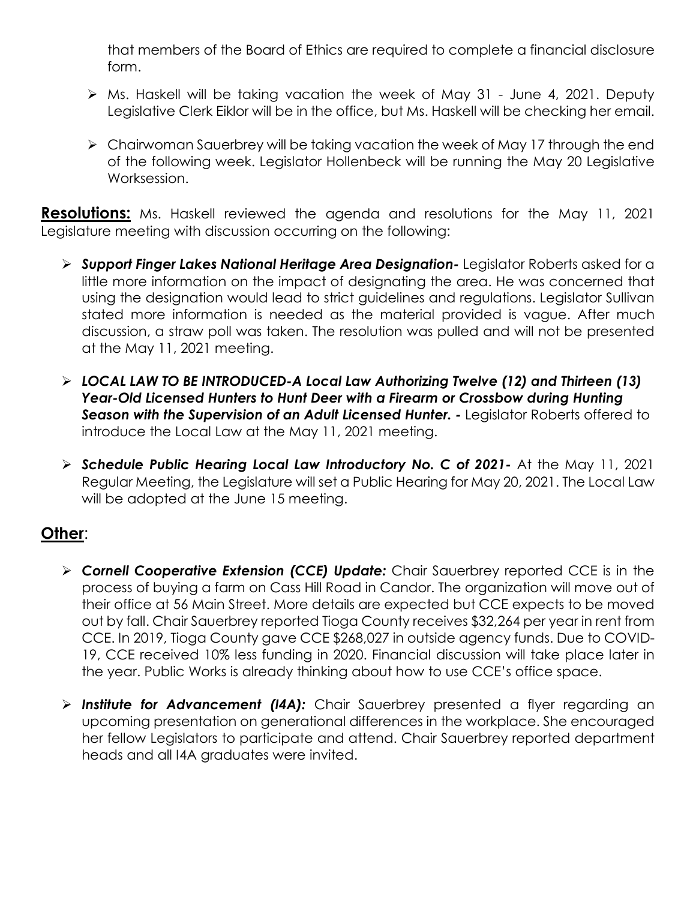that members of the Board of Ethics are required to complete a financial disclosure form.

- Ms. Haskell will be taking vacation the week of May 31 - June 4, 2021. Deputy Legislative Clerk Eiklor will be in the office, but Ms. Haskell will be checking her email.
- Chairwoman Sauerbrey will be taking vacation the week of May 17 through the end of the following week. Legislator Hollenbeck will be running the May 20 Legislative Worksession.

**Resolutions:** Ms. Haskell reviewed the agenda and resolutions for the May 11, 2021 Legislature meeting with discussion occurring on the following:

- ***Support Finger Lakes National Heritage Area Designation-*** Legislator Roberts asked for a little more information on the impact of designating the area. He was concerned that using the designation would lead to strict guidelines and regulations. Legislator Sullivan stated more information is needed as the material provided is vague. After much discussion, a straw poll was taken. The resolution was pulled and will not be presented at the May 11, 2021 meeting.
- ***LOCAL LAW TO BE INTRODUCED-A Local Law Authorizing Twelve (12) and Thirteen (13) Year-Old Licensed Hunters to Hunt Deer with a Firearm or Crossbow during Hunting Season with the Supervision of an Adult Licensed Hunter. -*** Legislator Roberts offered to introduce the Local Law at the May 11, 2021 meeting.
- ***Schedule Public Hearing Local Law Introductory No. C of 2021-*** At the May 11, 2021 Regular Meeting, the Legislature will set a Public Hearing for May 20, 2021. The Local Law will be adopted at the June 15 meeting.

## Other:

- ***Cornell Cooperative Extension (CCE) Update:*** Chair Sauerbrey reported CCE is in the process of buying a farm on Cass Hill Road in Candor. The organization will move out of their office at 56 Main Street. More details are expected but CCE expects to be moved out by fall. Chair Sauerbrey reported Tioga County receives $32,264 per year in rent from CCE. In 2019, Tioga County gave CCE $268,027 in outside agency funds. Due to COVID-19, CCE received 10% less funding in 2020. Financial discussion will take place later in the year. Public Works is already thinking about how to use CCE's office space.
- ***Institute for Advancement (I4A):*** Chair Sauerbrey presented a flyer regarding an upcoming presentation on generational differences in the workplace. She encouraged her fellow Legislators to participate and attend. Chair Sauerbrey reported department heads and all I4A graduates were invited.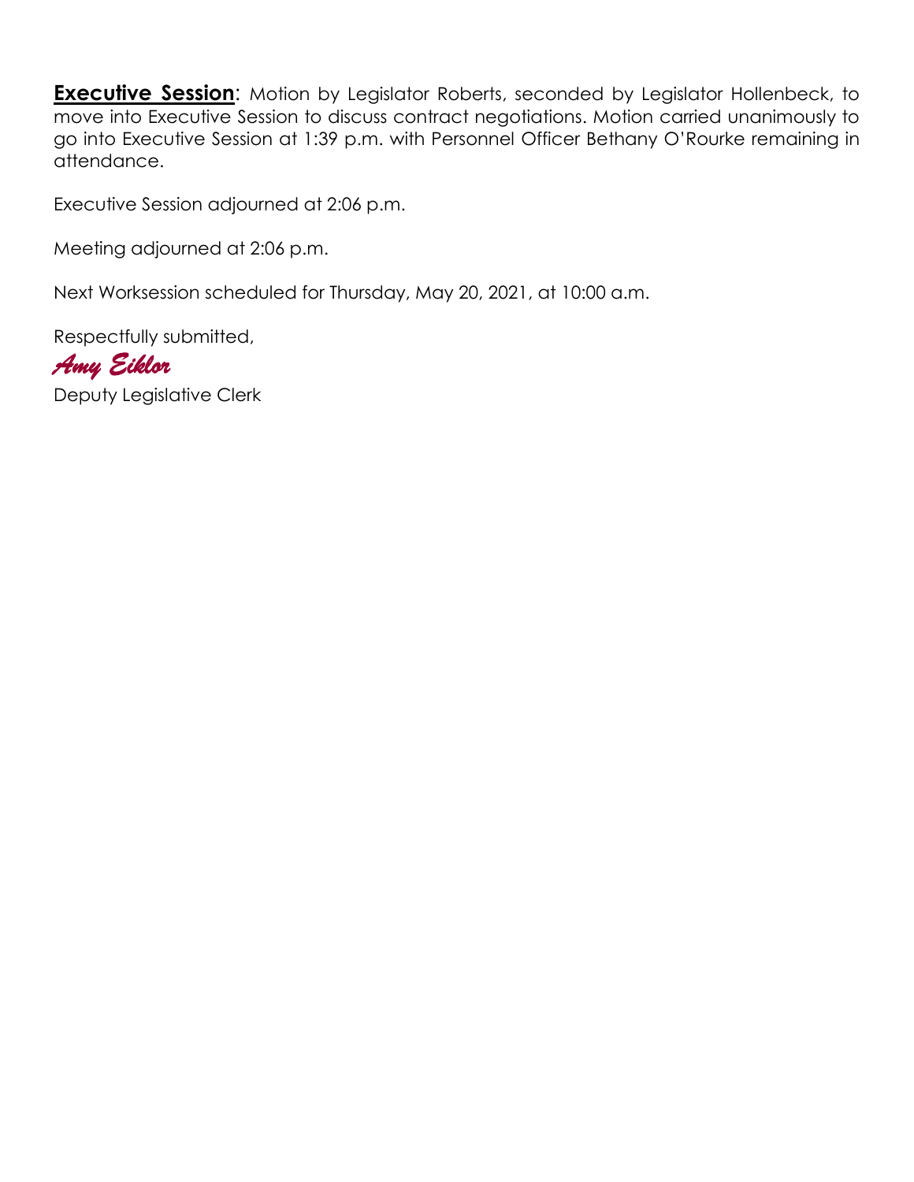**Executive Session**: Motion by Legislator Roberts, seconded by Legislator Hollenbeck, to move into Executive Session to discuss contract negotiations. Motion carried unanimously to go into Executive Session at 1:39 p.m. with Personnel Officer Bethany O'Rourke remaining in attendance.

Executive Session adjourned at 2:06 p.m.

Meeting adjourned at 2:06 p.m.

Next Worksession scheduled for Thursday, May 20, 2021, at 10:00 a.m.

Respectfully submitted,

*Amy Eiklor*

Deputy Legislative Clerk